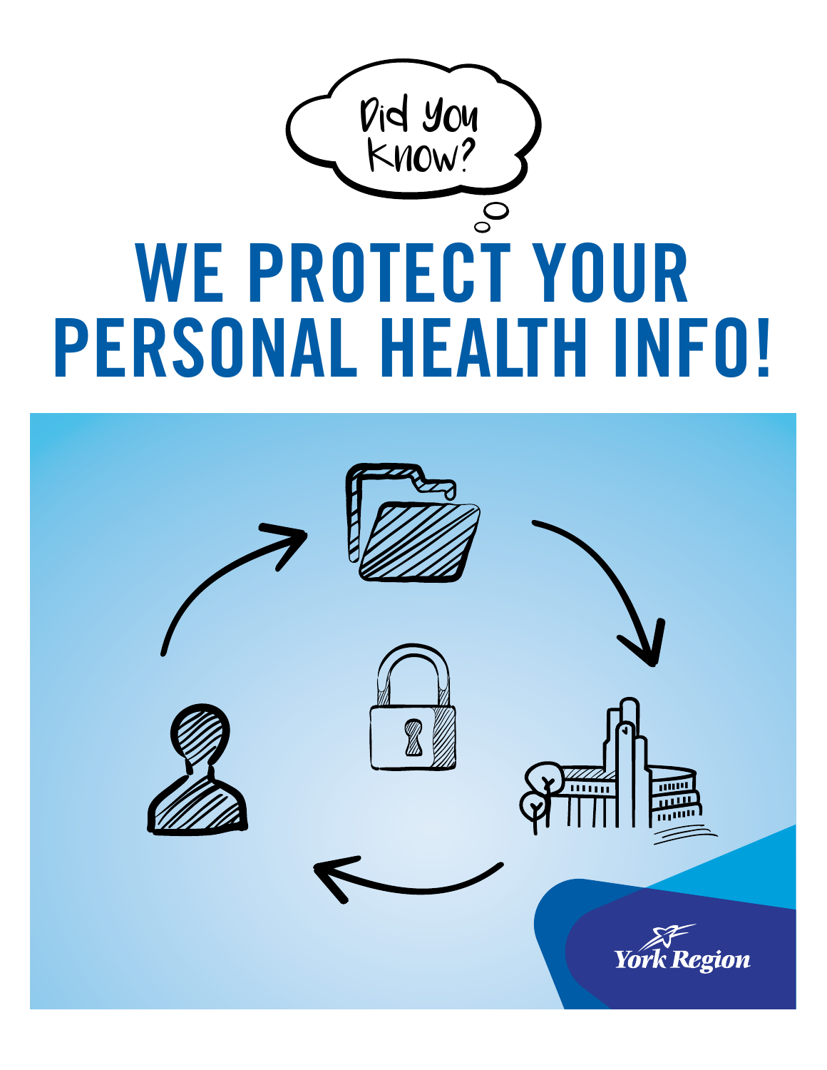Did you know?

# WE PROTECT YOUR PERSONAL HEALTH INFO!

York Region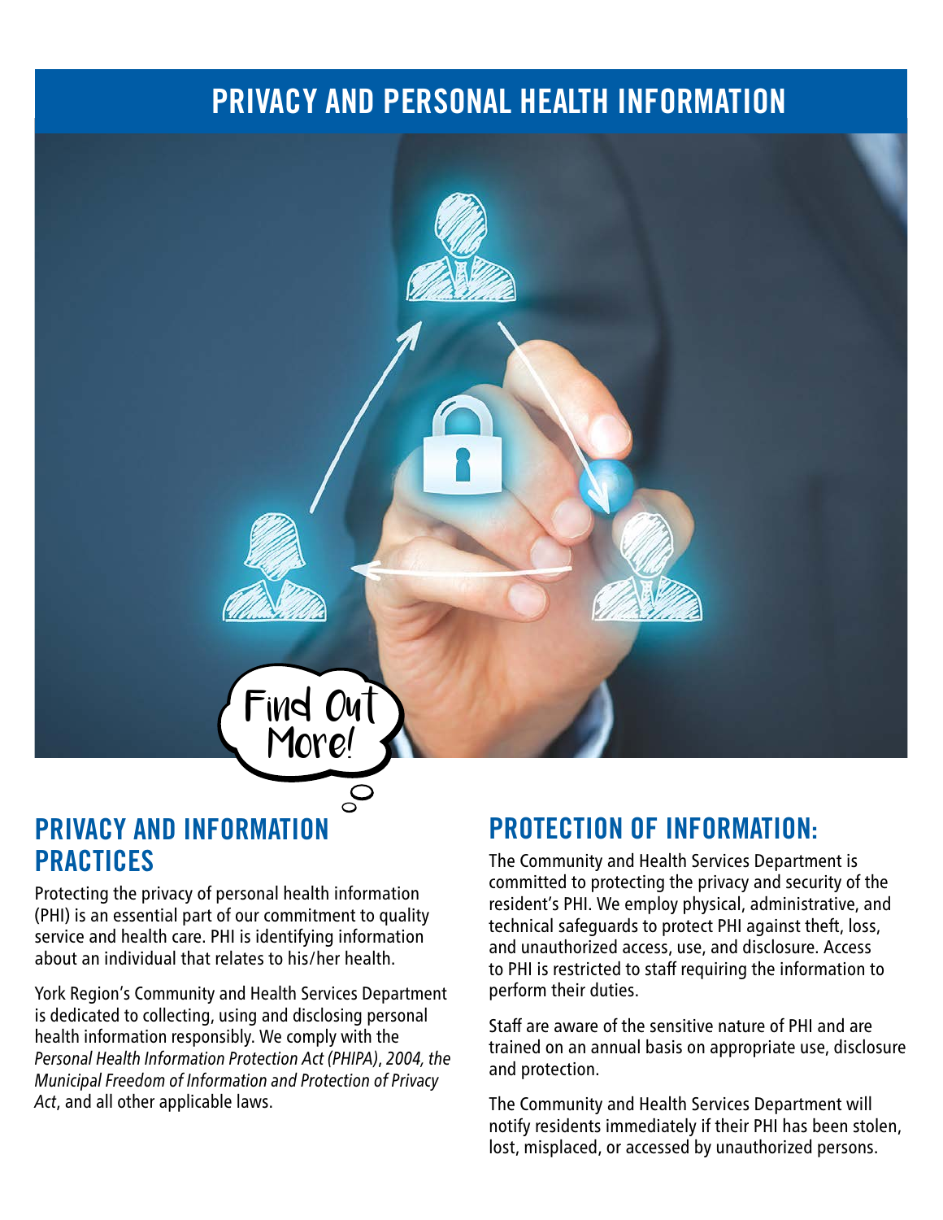# PRIVACY AND PERSONAL HEALTH INFORMATION

Find Out More!

## PRIVACY AND INFORMATION PRACTICES

Protecting the privacy of personal health information (PHI) is an essential part of our commitment to quality service and health care. PHI is identifying information about an individual that relates to his/her health.

York Region's Community and Health Services Department is dedicated to collecting, using and disclosing personal health information responsibly. We comply with the *Personal Health Information Protection Act (PHIPA), 2004, the Municipal Freedom of Information and Protection of Privacy Act*, and all other applicable laws.

## PROTECTION OF INFORMATION:

The Community and Health Services Department is committed to protecting the privacy and security of the resident's PHI. We employ physical, administrative, and technical safeguards to protect PHI against theft, loss, and unauthorized access, use, and disclosure. Access to PHI is restricted to staff requiring the information to perform their duties.

Staff are aware of the sensitive nature of PHI and are trained on an annual basis on appropriate use, disclosure and protection.

The Community and Health Services Department will notify residents immediately if their PHI has been stolen, lost, misplaced, or accessed by unauthorized persons.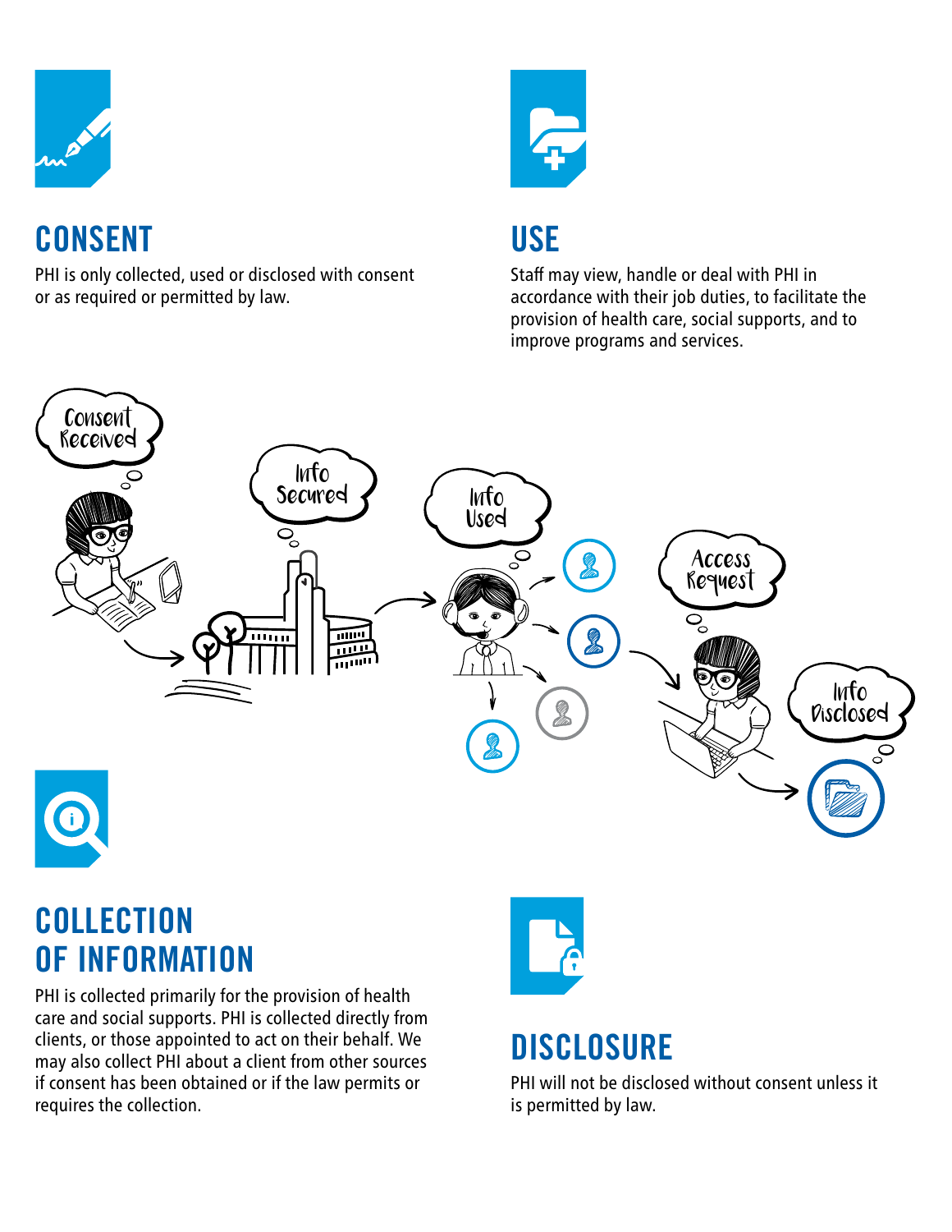## CONSENT

PHI is only collected, used or disclosed with consent or as required or permitted by law.

## USE

Staff may view, handle or deal with PHI in accordance with their job duties, to facilitate the provision of health care, social supports, and to improve programs and services.

Consent Received

Info Secured

Info Used

Access Request

Info Disclosed

## COLLECTION OF INFORMATION

PHI is collected primarily for the provision of health care and social supports. PHI is collected directly from clients, or those appointed to act on their behalf. We may also collect PHI about a client from other sources if consent has been obtained or if the law permits or requires the collection.

## DISCLOSURE

PHI will not be disclosed without consent unless it is permitted by law.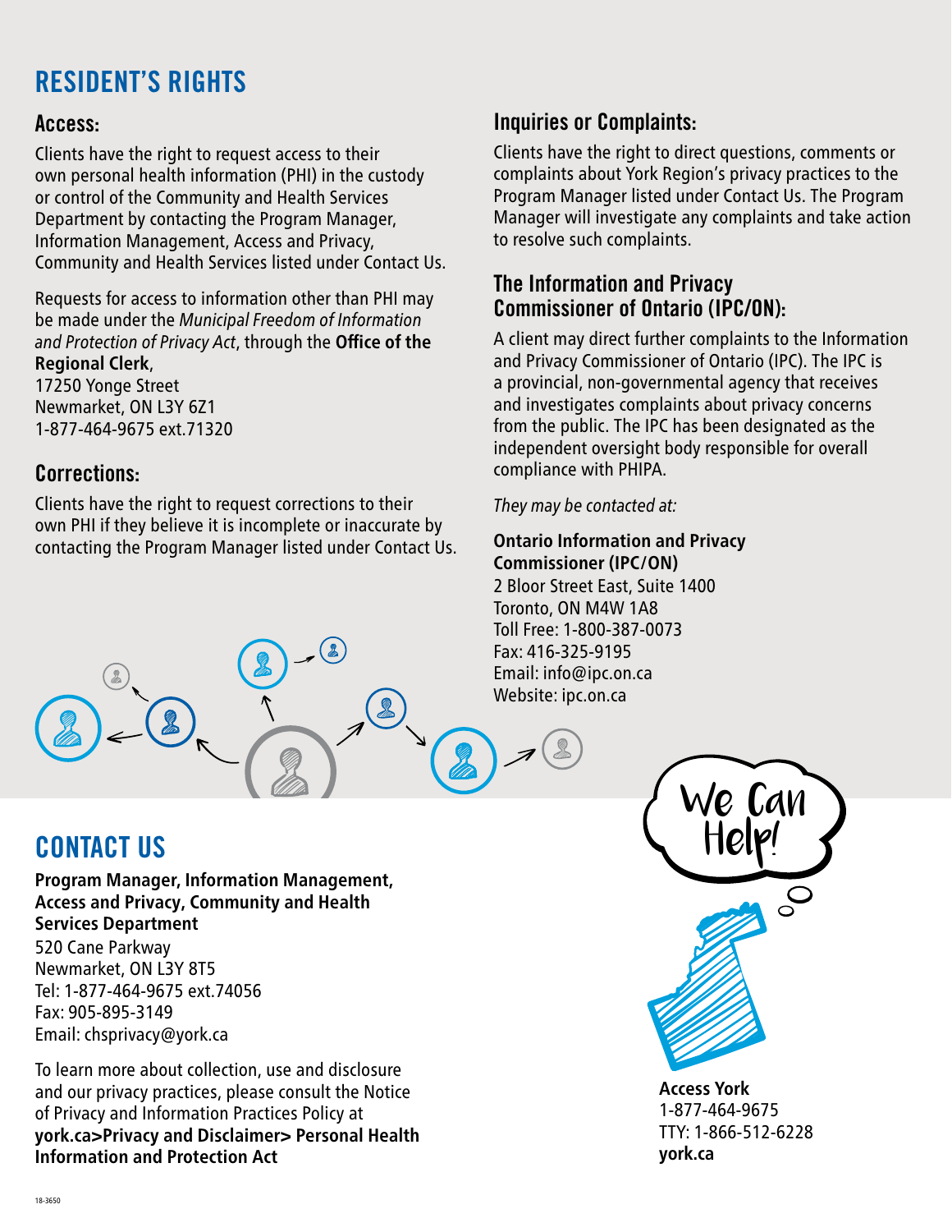## RESIDENT'S RIGHTS

### Access:

Clients have the right to request access to their own personal health information (PHI) in the custody or control of the Community and Health Services Department by contacting the Program Manager, Information Management, Access and Privacy, Community and Health Services listed under Contact Us.

Requests for access to information other than PHI may be made under the *Municipal Freedom of Information and Protection of Privacy Act*, through the **Office of the Regional Clerk**,
17250 Yonge Street
Newmarket, ON L3Y 6Z1
1-877-464-9675 ext.71320

### Corrections:

Clients have the right to request corrections to their own PHI if they believe it is incomplete or inaccurate by contacting the Program Manager listed under Contact Us.

### Inquiries or Complaints:

Clients have the right to direct questions, comments or complaints about York Region's privacy practices to the Program Manager listed under Contact Us. The Program Manager will investigate any complaints and take action to resolve such complaints.

### The Information and Privacy Commissioner of Ontario (IPC/ON):

A client may direct further complaints to the Information and Privacy Commissioner of Ontario (IPC). The IPC is a provincial, non-governmental agency that receives and investigates complaints about privacy concerns from the public. The IPC has been designated as the independent oversight body responsible for overall compliance with PHIPA.

*They may be contacted at:*

**Ontario Information and Privacy Commissioner (IPC/ON)**
2 Bloor Street East, Suite 1400
Toronto, ON M4W 1A8
Toll Free: 1-800-387-0073
Fax: 416-325-9195
Email: info@ipc.on.ca
Website: ipc.on.ca

## CONTACT US

**Program Manager, Information Management, Access and Privacy, Community and Health Services Department**
520 Cane Parkway
Newmarket, ON L3Y 8T5
Tel: 1-877-464-9675 ext.74056
Fax: 905-895-3149
Email: chsprivacy@york.ca

To learn more about collection, use and disclosure and our privacy practices, please consult the Notice of Privacy and Information Practices Policy at **york.ca>Privacy and Disclaimer> Personal Health Information and Protection Act**

We Can Help!

**Access York**
1-877-464-9675
TTY: 1-866-512-6228
**york.ca**

18-3650